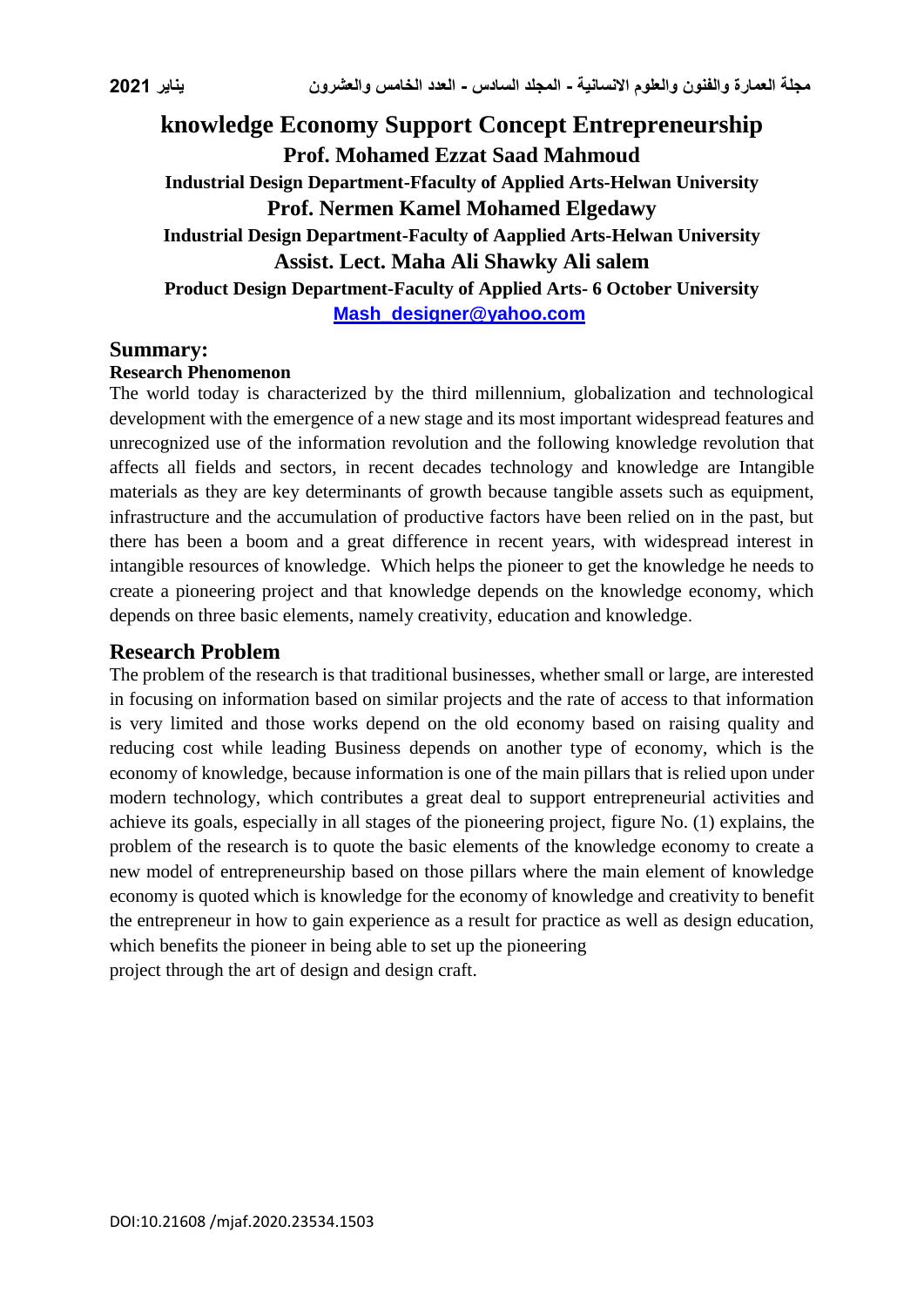# knowledge Economy Support Concept Entrepreneurship

**Prof. Mohamed Ezzat Saad Mahmoud**

**Industrial Design Department-Ffaculty of Applied Arts-Helwan University**

**Prof. Nermen Kamel Mohamed Elgedawy**

**Industrial Design Department-Faculty of Aapplied Arts-Helwan University**

**Assist. Lect. Maha Ali Shawky Ali salem**

**Product Design Department-Faculty of Applied Arts- 6 October University**

[Mash_designer@yahoo.com](mailto:Mash_designer@yahoo.com)

## Summary:

### Research Phenomenon

The world today is characterized by the third millennium, globalization and technological development with the emergence of a new stage and its most important widespread features and unrecognized use of the information revolution and the following knowledge revolution that affects all fields and sectors, in recent decades technology and knowledge are Intangible materials as they are key determinants of growth because tangible assets such as equipment, infrastructure and the accumulation of productive factors have been relied on in the past, but there has been a boom and a great difference in recent years, with widespread interest in intangible resources of knowledge. Which helps the pioneer to get the knowledge he needs to create a pioneering project and that knowledge depends on the knowledge economy, which depends on three basic elements, namely creativity, education and knowledge.

## Research Problem

The problem of the research is that traditional businesses, whether small or large, are interested in focusing on information based on similar projects and the rate of access to that information is very limited and those works depend on the old economy based on raising quality and reducing cost while leading Business depends on another type of economy, which is the economy of knowledge, because information is one of the main pillars that is relied upon under modern technology, which contributes a great deal to support entrepreneurial activities and achieve its goals, especially in all stages of the pioneering project, figure No. (1) explains, the problem of the research is to quote the basic elements of the knowledge economy to create a new model of entrepreneurship based on those pillars where the main element of knowledge economy is quoted which is knowledge for the economy of knowledge and creativity to benefit the entrepreneur in how to gain experience as a result for practice as well as design education, which benefits the pioneer in being able to set up the pioneering project through the art of design and design craft.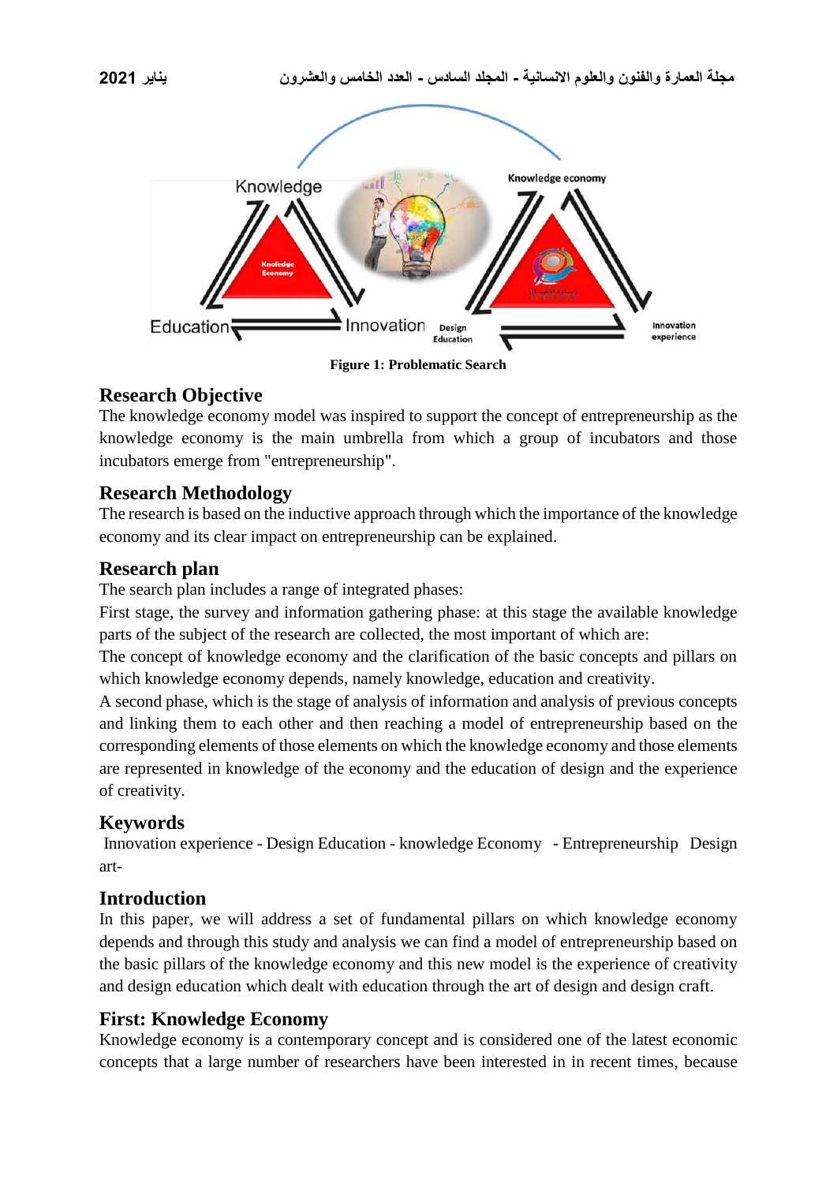Figure 1: Problematic Search

## Research Objective

The knowledge economy model was inspired to support the concept of entrepreneurship as the knowledge economy is the main umbrella from which a group of incubators and those incubators emerge from "entrepreneurship".

## Research Methodology

The research is based on the inductive approach through which the importance of the knowledge economy and its clear impact on entrepreneurship can be explained.

## Research plan

The search plan includes a range of integrated phases:

First stage, the survey and information gathering phase: at this stage the available knowledge parts of the subject of the research are collected, the most important of which are:

The concept of knowledge economy and the clarification of the basic concepts and pillars on which knowledge economy depends, namely knowledge, education and creativity.

A second phase, which is the stage of analysis of information and analysis of previous concepts and linking them to each other and then reaching a model of entrepreneurship based on the corresponding elements of those elements on which the knowledge economy and those elements are represented in knowledge of the economy and the education of design and the experience of creativity.

## Keywords

Innovation experience - Design Education - knowledge Economy - Entrepreneurship Design art-

## Introduction

In this paper, we will address a set of fundamental pillars on which knowledge economy depends and through this study and analysis we can find a model of entrepreneurship based on the basic pillars of the knowledge economy and this new model is the experience of creativity and design education which dealt with education through the art of design and design craft.

## First: Knowledge Economy

Knowledge economy is a contemporary concept and is considered one of the latest economic concepts that a large number of researchers have been interested in in recent times, because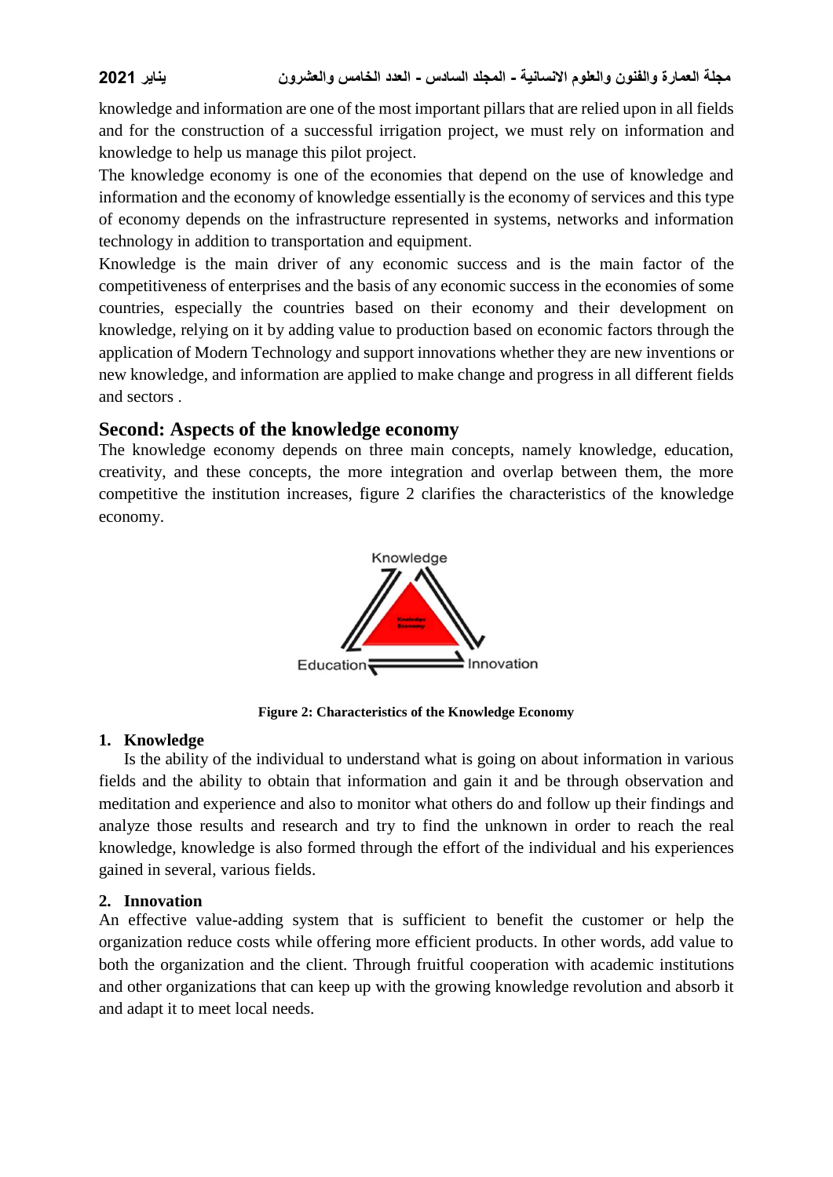knowledge and information are one of the most important pillars that are relied upon in all fields and for the construction of a successful irrigation project, we must rely on information and knowledge to help us manage this pilot project.

The knowledge economy is one of the economies that depend on the use of knowledge and information and the economy of knowledge essentially is the economy of services and this type of economy depends on the infrastructure represented in systems, networks and information technology in addition to transportation and equipment.

Knowledge is the main driver of any economic success and is the main factor of the competitiveness of enterprises and the basis of any economic success in the economies of some countries, especially the countries based on their economy and their development on knowledge, relying on it by adding value to production based on economic factors through the application of Modern Technology and support innovations whether they are new inventions or new knowledge, and information are applied to make change and progress in all different fields and sectors .

## Second: Aspects of the knowledge economy

The knowledge economy depends on three main concepts, namely knowledge, education, creativity, and these concepts, the more integration and overlap between them, the more competitive the institution increases, figure 2 clarifies the characteristics of the knowledge economy.

Knowledge

Knowledge Economy

Education Innovation

**Figure 2: Characteristics of the Knowledge Economy**

### 1. Knowledge

Is the ability of the individual to understand what is going on about information in various fields and the ability to obtain that information and gain it and be through observation and meditation and experience and also to monitor what others do and follow up their findings and analyze those results and research and try to find the unknown in order to reach the real knowledge, knowledge is also formed through the effort of the individual and his experiences gained in several, various fields.

### 2. Innovation

An effective value-adding system that is sufficient to benefit the customer or help the organization reduce costs while offering more efficient products. In other words, add value to both the organization and the client. Through fruitful cooperation with academic institutions and other organizations that can keep up with the growing knowledge revolution and absorb it and adapt it to meet local needs.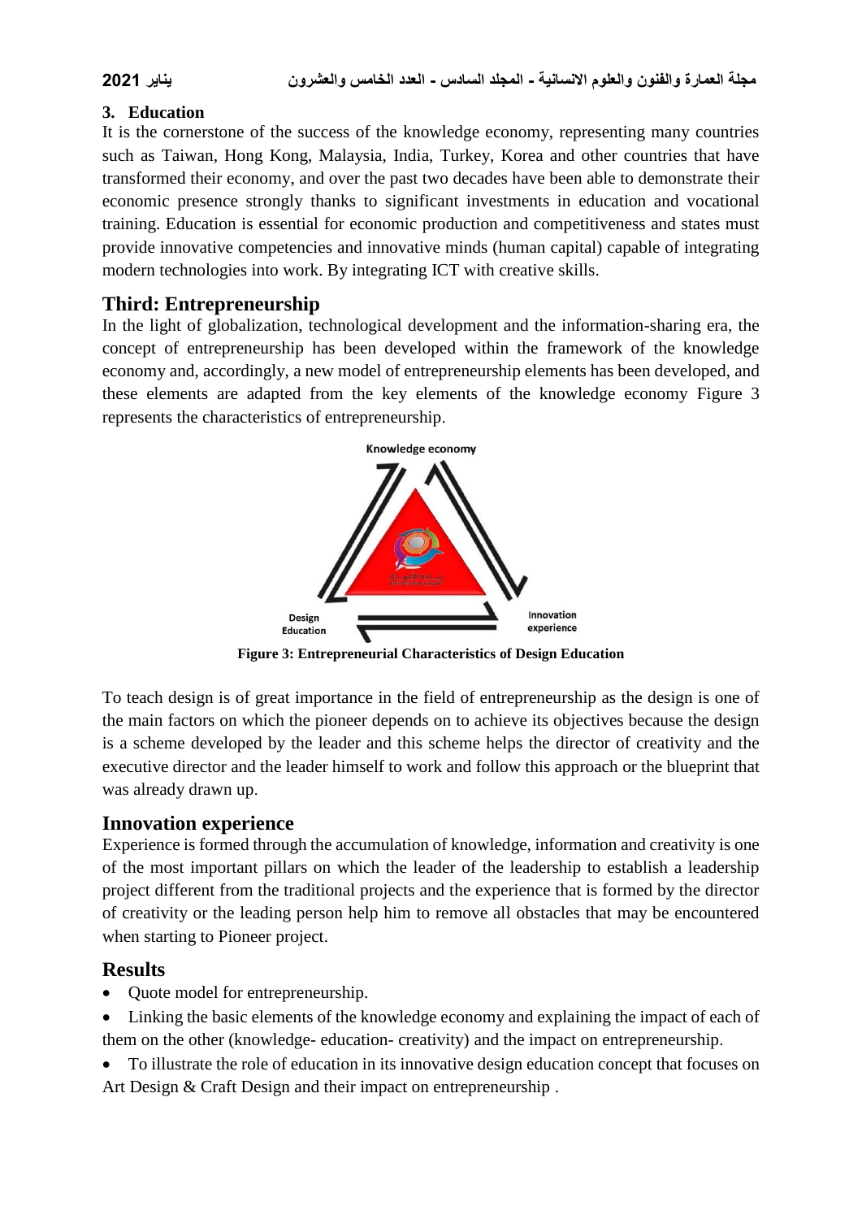### 3. Education

It is the cornerstone of the success of the knowledge economy, representing many countries such as Taiwan, Hong Kong, Malaysia, India, Turkey, Korea and other countries that have transformed their economy, and over the past two decades have been able to demonstrate their economic presence strongly thanks to significant investments in education and vocational training. Education is essential for economic production and competitiveness and states must provide innovative competencies and innovative minds (human capital) capable of integrating modern technologies into work. By integrating ICT with creative skills.

## Third: Entrepreneurship

In the light of globalization, technological development and the information-sharing era, the concept of entrepreneurship has been developed within the framework of the knowledge economy and, accordingly, a new model of entrepreneurship elements has been developed, and these elements are adapted from the key elements of the knowledge economy Figure 3 represents the characteristics of entrepreneurship.

Knowledge economy

Design Education

Innovation experience

**Figure 3: Entrepreneurial Characteristics of Design Education**

To teach design is of great importance in the field of entrepreneurship as the design is one of the main factors on which the pioneer depends on to achieve its objectives because the design is a scheme developed by the leader and this scheme helps the director of creativity and the executive director and the leader himself to work and follow this approach or the blueprint that was already drawn up.

## Innovation experience

Experience is formed through the accumulation of knowledge, information and creativity is one of the most important pillars on which the leader of the leadership to establish a leadership project different from the traditional projects and the experience that is formed by the director of creativity or the leading person help him to remove all obstacles that may be encountered when starting to Pioneer project.

## Results

- Quote model for entrepreneurship.
- Linking the basic elements of the knowledge economy and explaining the impact of each of them on the other (knowledge- education- creativity) and the impact on entrepreneurship.
- To illustrate the role of education in its innovative design education concept that focuses on Art Design & Craft Design and their impact on entrepreneurship .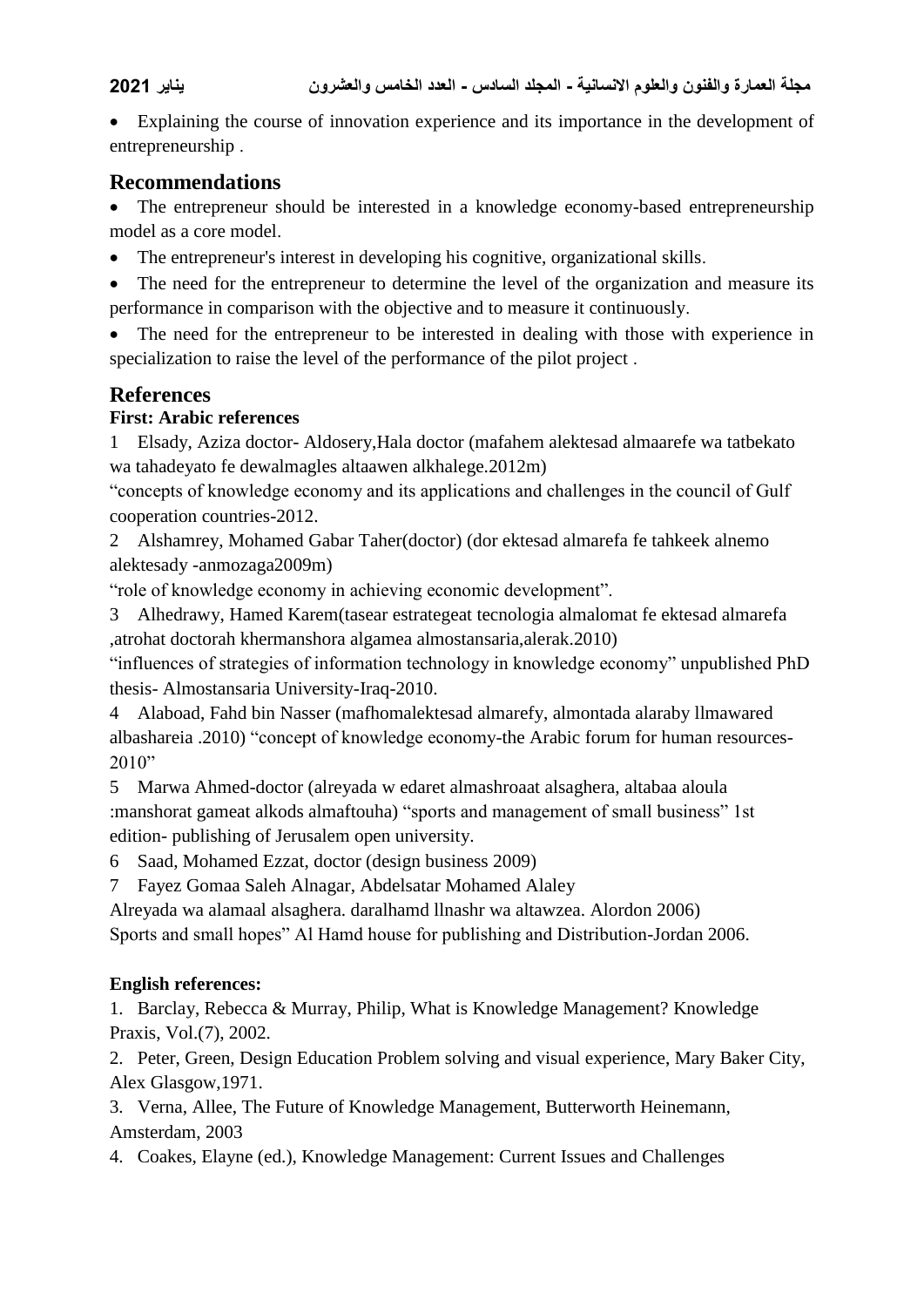- Explaining the course of innovation experience and its importance in the development of entrepreneurship .

## Recommendations

- The entrepreneur should be interested in a knowledge economy-based entrepreneurship model as a core model.
- The entrepreneur's interest in developing his cognitive, organizational skills.
- The need for the entrepreneur to determine the level of the organization and measure its performance in comparison with the objective and to measure it continuously.
- The need for the entrepreneur to be interested in dealing with those with experience in specialization to raise the level of the performance of the pilot project .

## References

**First: Arabic references**

1 Elsady, Aziza doctor- Aldosery,Hala doctor (mafahem alektesad almaarefe wa tatbekato wa tahadeyato fe dewalmagles altaawen alkhalege.2012m)
"concepts of knowledge economy and its applications and challenges in the council of Gulf cooperation countries-2012.

2 Alshamrey, Mohamed Gabar Taher(doctor) (dor ektesad almarefa fe tahkeek alnemo alektesady -anmozaga2009m)
"role of knowledge economy in achieving economic development".

3 Alhedrawy, Hamed Karem(tasear estrategeat tecnologia almalomat fe ektesad almarefa ,atrohat doctorah khermanshora algamea almostansaria,alerak.2010)
"influences of strategies of information technology in knowledge economy" unpublished PhD thesis- Almostansaria University-Iraq-2010.

4 Alaboad, Fahd bin Nasser (mafhomalektesad almarefy, almontada alaraby llmawared albashareia .2010) "concept of knowledge economy-the Arabic forum for human resources-2010"

5 Marwa Ahmed-doctor (alreyada w edaret almashroaat alsaghera, altabaa aloula :manshorat gameat alkods almaftouha) "sports and management of small business" 1st edition- publishing of Jerusalem open university.

6 Saad, Mohamed Ezzat, doctor (design business 2009)

7 Fayez Gomaa Saleh Alnagar, Abdelsatar Mohamed Alaley
Alreyada wa alamaal alsaghera. daralhamd llnashr wa altawzea. Alordon 2006)
Sports and small hopes" Al Hamd house for publishing and Distribution-Jordan 2006.

**English references:**

1. Barclay, Rebecca & Murray, Philip, What is Knowledge Management? Knowledge Praxis, Vol.(7), 2002.
2. Peter, Green, Design Education Problem solving and visual experience, Mary Baker City, Alex Glasgow,1971.
3. Verna, Allee, The Future of Knowledge Management, Butterworth Heinemann, Amsterdam, 2003
4. Coakes, Elayne (ed.), Knowledge Management: Current Issues and Challenges